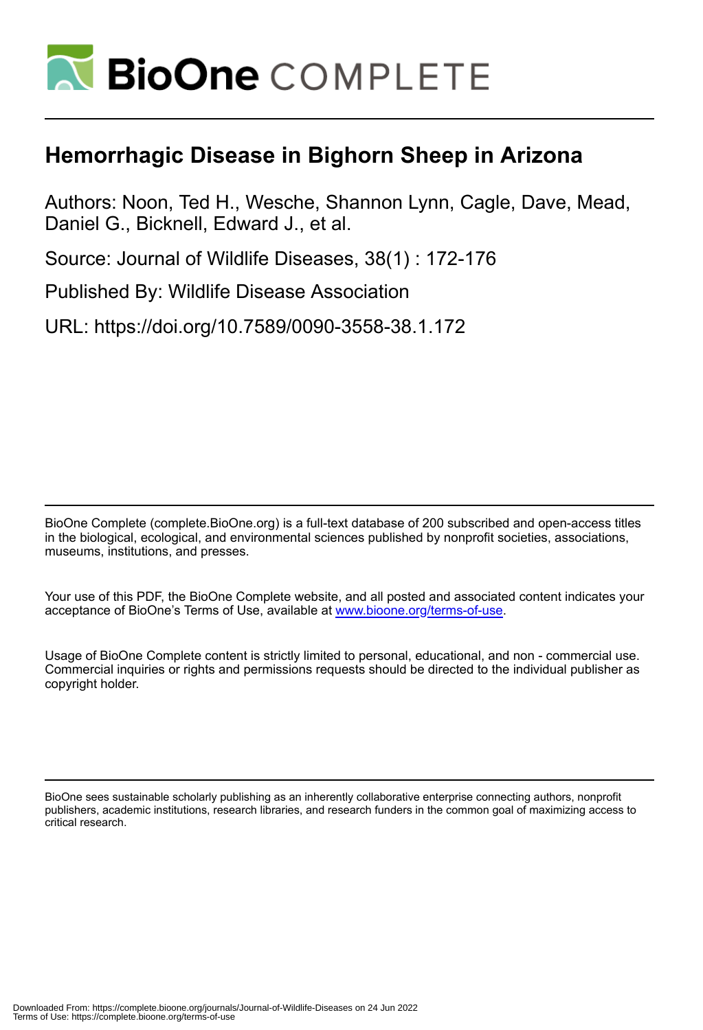# Hemorrhagic Disease in Bighorn Sheep in Arizona

Authors: Noon, Ted H., Wesche, Shannon Lynn, Cagle, Dave, Mead, Daniel G., Bicknell, Edward J., et al.

Source: Journal of Wildlife Diseases, 38(1) : 172-176

Published By: Wildlife Disease Association

URL: https://doi.org/10.7589/0090-3558-38.1.172

BioOne Complete (complete.BioOne.org) is a full-text database of 200 subscribed and open-access titles in the biological, ecological, and environmental sciences published by nonprofit societies, associations, museums, institutions, and presses.

Your use of this PDF, the BioOne Complete website, and all posted and associated content indicates your acceptance of BioOne's Terms of Use, available at www.bioone.org/terms-of-use.

Usage of BioOne Complete content is strictly limited to personal, educational, and non - commercial use. Commercial inquiries or rights and permissions requests should be directed to the individual publisher as copyright holder.

BioOne sees sustainable scholarly publishing as an inherently collaborative enterprise connecting authors, nonprofit publishers, academic institutions, research libraries, and research funders in the common goal of maximizing access to critical research.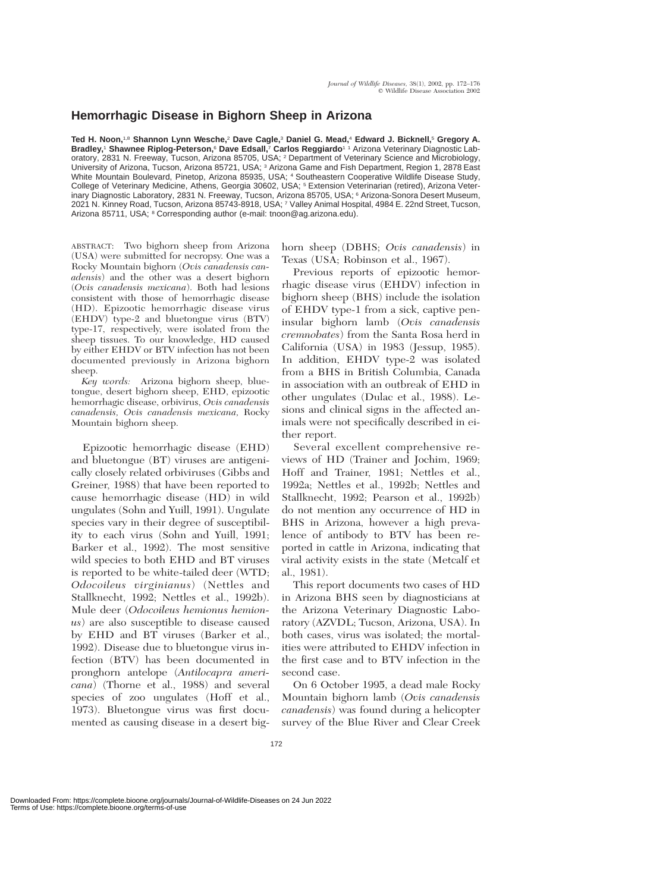# Hemorrhagic Disease in Bighorn Sheep in Arizona

**Ted H. Noon,[1,8] Shannon Lynn Wesche,[2] Dave Cagle,[3] Daniel G. Mead,[4] Edward J. Bicknell,[5] Gregory A. Bradley,[1] Shawnee Riplog-Peterson,[6] Dave Edsall,[7] Carlos Reggiardo**[1] [1] Arizona Veterinary Diagnostic Laboratory, 2831 N. Freeway, Tucson, Arizona 85705, USA; [2] Department of Veterinary Science and Microbiology, University of Arizona, Tucson, Arizona 85721, USA; [3] Arizona Game and Fish Department, Region 1, 2878 East White Mountain Boulevard, Pinetop, Arizona 85935, USA; [4] Southeastern Cooperative Wildlife Disease Study, College of Veterinary Medicine, Athens, Georgia 30602, USA; [5] Extension Veterinarian (retired), Arizona Veterinary Diagnostic Laboratory, 2831 N. Freeway, Tucson, Arizona 85705, USA; [6] Arizona-Sonora Desert Museum, 2021 N. Kinney Road, Tucson, Arizona 85743-8918, USA; [7] Valley Animal Hospital, 4984 E. 22nd Street, Tucson, Arizona 85711, USA; [8] Corresponding author (e-mail: tnoon@ag.arizona.edu).

ABSTRACT: Two bighorn sheep from Arizona (USA) were submitted for necropsy. One was a Rocky Mountain bighorn (*Ovis canadensis canadensis*) and the other was a desert bighorn (*Ovis canadensis mexicana*). Both had lesions consistent with those of hemorrhagic disease (HD). Epizootic hemorrhagic disease virus (EHDV) type-2 and bluetongue virus (BTV) type-17, respectively, were isolated from the sheep tissues. To our knowledge, HD caused by either EHDV or BTV infection has not been documented previously in Arizona bighorn sheep.

*Key words:* Arizona bighorn sheep, bluetongue, desert bighorn sheep, EHD, epizootic hemorrhagic disease, orbivirus, *Ovis canadensis canadensis, Ovis canadensis mexicana,* Rocky Mountain bighorn sheep.

Epizootic hemorrhagic disease (EHD) and bluetongue (BT) viruses are antigenically closely related orbiviruses (Gibbs and Greiner, 1988) that have been reported to cause hemorrhagic disease (HD) in wild ungulates (Sohn and Yuill, 1991). Ungulate species vary in their degree of susceptibility to each virus (Sohn and Yuill, 1991; Barker et al., 1992). The most sensitive wild species to both EHD and BT viruses is reported to be white-tailed deer (WTD; *Odocoileus virginianus*) (Nettles and Stallknecht, 1992; Nettles et al., 1992b). Mule deer (*Odocoileus hemionus hemionus*) are also susceptible to disease caused by EHD and BT viruses (Barker et al., 1992). Disease due to bluetongue virus infection (BTV) has been documented in pronghorn antelope (*Antilocapra americana*) (Thorne et al., 1988) and several species of zoo ungulates (Hoff et al., 1973). Bluetongue virus was first documented as causing disease in a desert bighorn sheep (DBHS; *Ovis canadensis*) in Texas (USA; Robinson et al., 1967).

Previous reports of epizootic hemorrhagic disease virus (EHDV) infection in bighorn sheep (BHS) include the isolation of EHDV type-1 from a sick, captive peninsular bighorn lamb (*Ovis canadensis cremnobates*) from the Santa Rosa herd in California (USA) in 1983 (Jessup, 1985). In addition, EHDV type-2 was isolated from a BHS in British Columbia, Canada in association with an outbreak of EHD in other ungulates (Dulac et al., 1988). Lesions and clinical signs in the affected animals were not specifically described in either report.

Several excellent comprehensive reviews of HD (Trainer and Jochim, 1969; Hoff and Trainer, 1981; Nettles et al., 1992a; Nettles et al., 1992b; Nettles and Stallknecht, 1992; Pearson et al., 1992b) do not mention any occurrence of HD in BHS in Arizona, however a high prevalence of antibody to BTV has been reported in cattle in Arizona, indicating that viral activity exists in the state (Metcalf et al., 1981).

This report documents two cases of HD in Arizona BHS seen by diagnosticians at the Arizona Veterinary Diagnostic Laboratory (AZVDL; Tucson, Arizona, USA). In both cases, virus was isolated; the mortalities were attributed to EHDV infection in the first case and to BTV infection in the second case.

On 6 October 1995, a dead male Rocky Mountain bighorn lamb (*Ovis canadensis canadensis*) was found during a helicopter survey of the Blue River and Clear Creek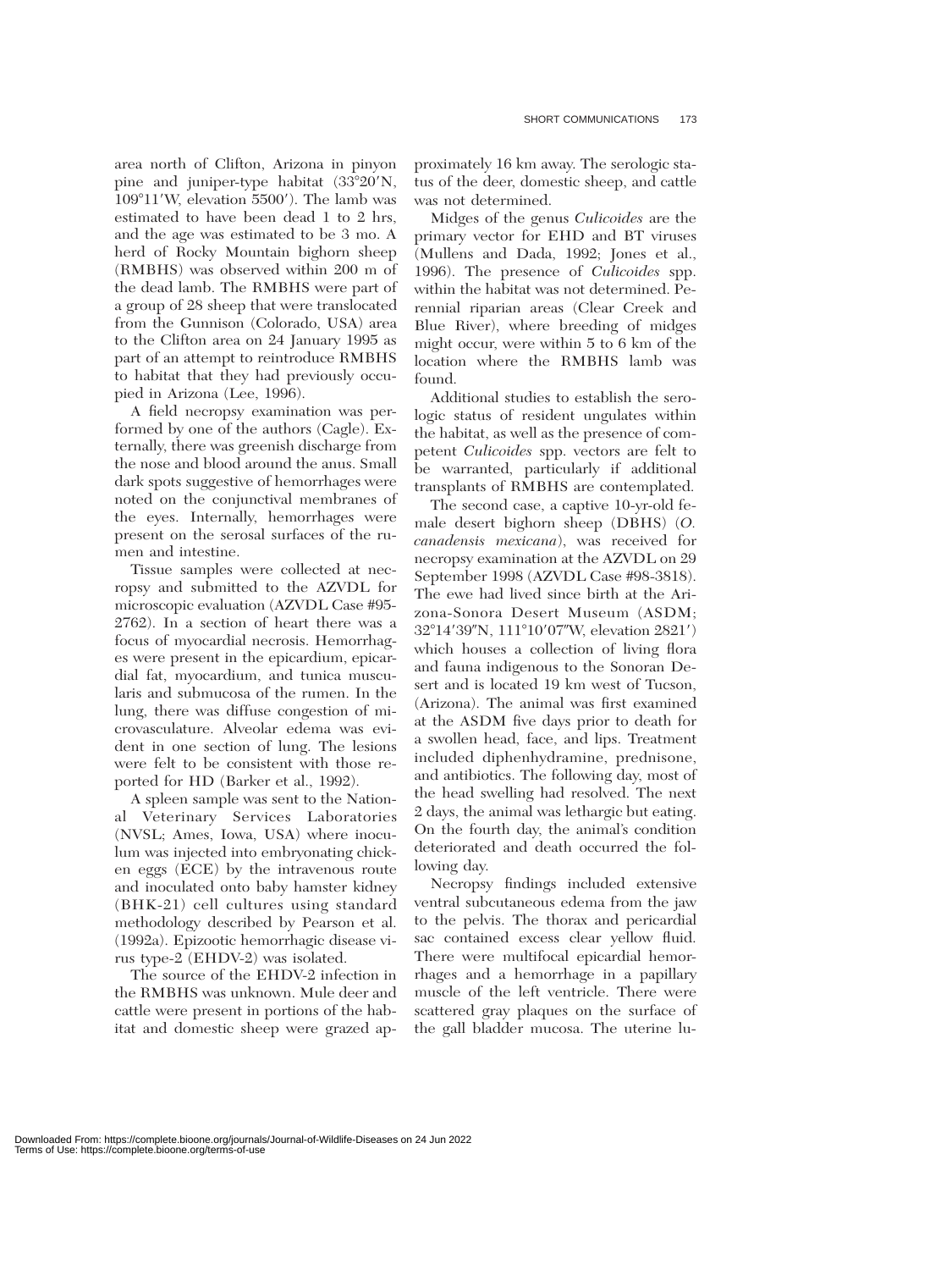area north of Clifton, Arizona in pinyon pine and juniper-type habitat (33°20′N, 109°11′W, elevation 5500′). The lamb was estimated to have been dead 1 to 2 hrs, and the age was estimated to be 3 mo. A herd of Rocky Mountain bighorn sheep (RMBHS) was observed within 200 m of the dead lamb. The RMBHS were part of a group of 28 sheep that were translocated from the Gunnison (Colorado, USA) area to the Clifton area on 24 January 1995 as part of an attempt to reintroduce RMBHS to habitat that they had previously occupied in Arizona (Lee, 1996).

A field necropsy examination was performed by one of the authors (Cagle). Externally, there was greenish discharge from the nose and blood around the anus. Small dark spots suggestive of hemorrhages were noted on the conjunctival membranes of the eyes. Internally, hemorrhages were present on the serosal surfaces of the rumen and intestine.

Tissue samples were collected at necropsy and submitted to the AZVDL for microscopic evaluation (AZVDL Case #95-2762). In a section of heart there was a focus of myocardial necrosis. Hemorrhages were present in the epicardium, epicardial fat, myocardium, and tunica muscularis and submucosa of the rumen. In the lung, there was diffuse congestion of microvasculature. Alveolar edema was evident in one section of lung. The lesions were felt to be consistent with those reported for HD (Barker et al., 1992).

A spleen sample was sent to the National Veterinary Services Laboratories (NVSL; Ames, Iowa, USA) where inoculum was injected into embryonating chicken eggs (ECE) by the intravenous route and inoculated onto baby hamster kidney (BHK-21) cell cultures using standard methodology described by Pearson et al. (1992a). Epizootic hemorrhagic disease virus type-2 (EHDV-2) was isolated.

The source of the EHDV-2 infection in the RMBHS was unknown. Mule deer and cattle were present in portions of the habitat and domestic sheep were grazed approximately 16 km away. The serologic status of the deer, domestic sheep, and cattle was not determined.

Midges of the genus *Culicoides* are the primary vector for EHD and BT viruses (Mullens and Dada, 1992; Jones et al., 1996). The presence of *Culicoides* spp. within the habitat was not determined. Perennial riparian areas (Clear Creek and Blue River), where breeding of midges might occur, were within 5 to 6 km of the location where the RMBHS lamb was found.

Additional studies to establish the serologic status of resident ungulates within the habitat, as well as the presence of competent *Culicoides* spp. vectors are felt to be warranted, particularly if additional transplants of RMBHS are contemplated.

The second case, a captive 10-yr-old female desert bighorn sheep (DBHS) (*O. canadensis mexicana*), was received for necropsy examination at the AZVDL on 29 September 1998 (AZVDL Case #98-3818). The ewe had lived since birth at the Arizona-Sonora Desert Museum (ASDM; 32°14′39″N, 111°10′07″W, elevation 2821′) which houses a collection of living flora and fauna indigenous to the Sonoran Desert and is located 19 km west of Tucson, (Arizona). The animal was first examined at the ASDM five days prior to death for a swollen head, face, and lips. Treatment included diphenhydramine, prednisone, and antibiotics. The following day, most of the head swelling had resolved. The next 2 days, the animal was lethargic but eating. On the fourth day, the animal's condition deteriorated and death occurred the following day.

Necropsy findings included extensive ventral subcutaneous edema from the jaw to the pelvis. The thorax and pericardial sac contained excess clear yellow fluid. There were multifocal epicardial hemorrhages and a hemorrhage in a papillary muscle of the left ventricle. There were scattered gray plaques on the surface of the gall bladder mucosa. The uterine lu-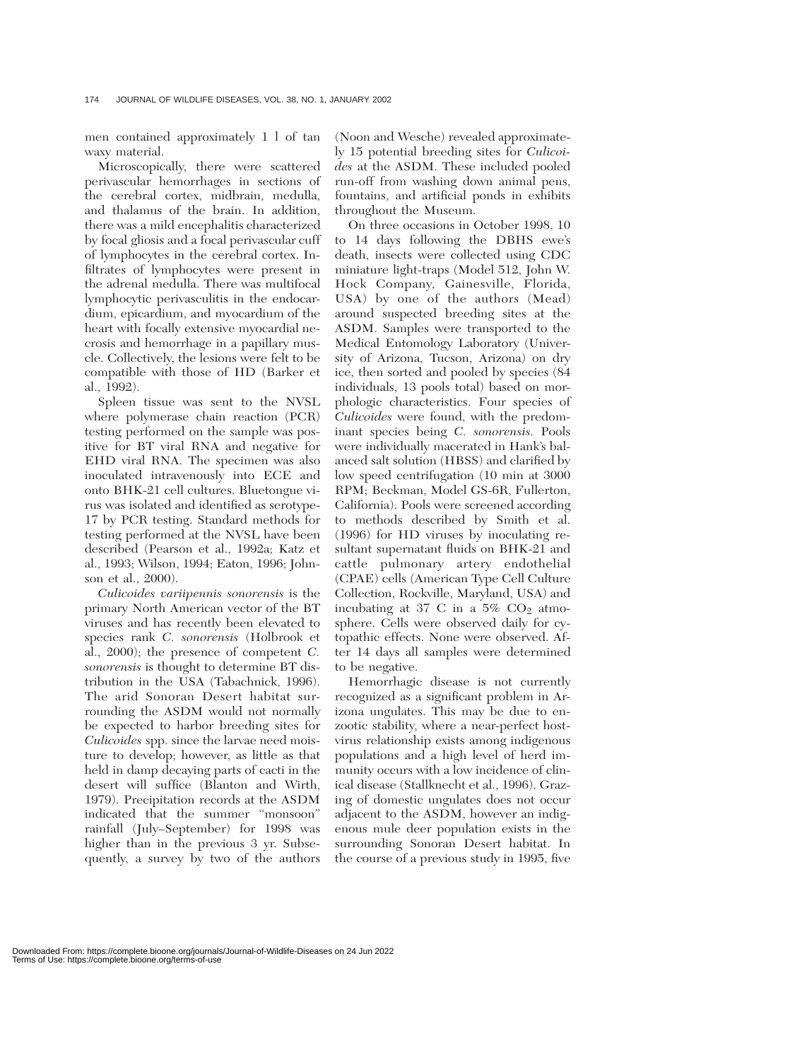men contained approximately 1 l of tan waxy material.

Microscopically, there were scattered perivascular hemorrhages in sections of the cerebral cortex, midbrain, medulla, and thalamus of the brain. In addition, there was a mild encephalitis characterized by focal gliosis and a focal perivascular cuff of lymphocytes in the cerebral cortex. Infiltrates of lymphocytes were present in the adrenal medulla. There was multifocal lymphocytic perivasculitis in the endocardium, epicardium, and myocardium of the heart with focally extensive myocardial necrosis and hemorrhage in a papillary muscle. Collectively, the lesions were felt to be compatible with those of HD (Barker et al., 1992).

Spleen tissue was sent to the NVSL where polymerase chain reaction (PCR) testing performed on the sample was positive for BT viral RNA and negative for EHD viral RNA. The specimen was also inoculated intravenously into ECE and onto BHK-21 cell cultures. Bluetongue virus was isolated and identified as serotype-17 by PCR testing. Standard methods for testing performed at the NVSL have been described (Pearson et al., 1992a; Katz et al., 1993; Wilson, 1994; Eaton, 1996; Johnson et al., 2000).

*Culicoides variipennis sonorensis* is the primary North American vector of the BT viruses and has recently been elevated to species rank *C. sonorensis* (Holbrook et al., 2000); the presence of competent *C. sonorensis* is thought to determine BT distribution in the USA (Tabachnick, 1996). The arid Sonoran Desert habitat surrounding the ASDM would not normally be expected to harbor breeding sites for *Culicoides* spp. since the larvae need moisture to develop; however, as little as that held in damp decaying parts of cacti in the desert will suffice (Blanton and Wirth, 1979). Precipitation records at the ASDM indicated that the summer "monsoon" rainfall (July–September) for 1998 was higher than in the previous 3 yr. Subsequently, a survey by two of the authors (Noon and Wesche) revealed approximately 15 potential breeding sites for *Culicoides* at the ASDM. These included pooled run-off from washing down animal pens, fountains, and artificial ponds in exhibits throughout the Museum.

On three occasions in October 1998, 10 to 14 days following the DBHS ewe's death, insects were collected using CDC miniature light-traps (Model 512, John W. Hock Company, Gainesville, Florida, USA) by one of the authors (Mead) around suspected breeding sites at the ASDM. Samples were transported to the Medical Entomology Laboratory (University of Arizona, Tucson, Arizona) on dry ice, then sorted and pooled by species (84 individuals, 13 pools total) based on morphologic characteristics. Four species of *Culicoides* were found, with the predominant species being *C. sonorensis.* Pools were individually macerated in Hank's balanced salt solution (HBSS) and clarified by low speed centrifugation (10 min at 3000 RPM; Beckman, Model GS-6R, Fullerton, California). Pools were screened according to methods described by Smith et al. (1996) for HD viruses by inoculating resultant supernatant fluids on BHK-21 and cattle pulmonary artery endothelial (CPAE) cells (American Type Cell Culture Collection, Rockville, Maryland, USA) and incubating at 37 C in a 5% $CO_2$ atmosphere. Cells were observed daily for cytopathic effects. None were observed. After 14 days all samples were determined to be negative.

Hemorrhagic disease is not currently recognized as a significant problem in Arizona ungulates. This may be due to enzootic stability, where a near-perfect host-virus relationship exists among indigenous populations and a high level of herd immunity occurs with a low incidence of clinical disease (Stallknecht et al., 1996). Grazing of domestic ungulates does not occur adjacent to the ASDM, however an indigenous mule deer population exists in the surrounding Sonoran Desert habitat. In the course of a previous study in 1995, five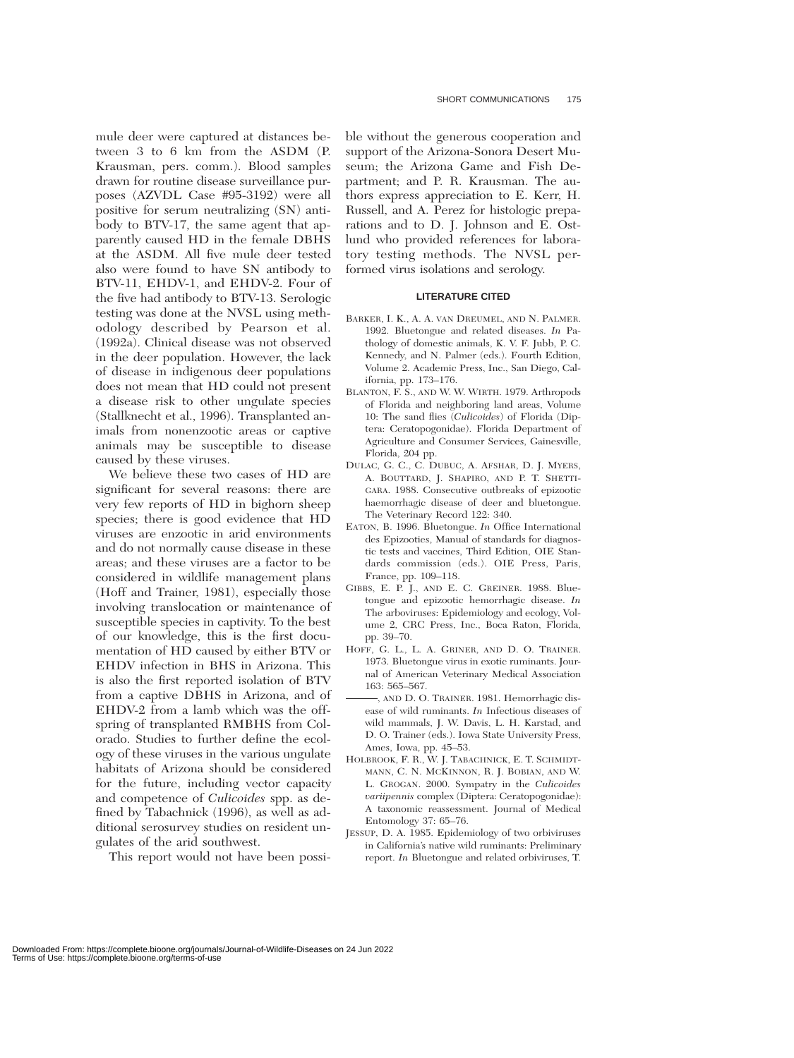mule deer were captured at distances between 3 to 6 km from the ASDM (P. Krausman, pers. comm.). Blood samples drawn for routine disease surveillance purposes (AZVDL Case #95-3192) were all positive for serum neutralizing (SN) antibody to BTV-17, the same agent that apparently caused HD in the female DBHS at the ASDM. All five mule deer tested also were found to have SN antibody to BTV-11, EHDV-1, and EHDV-2. Four of the five had antibody to BTV-13. Serologic testing was done at the NVSL using methodology described by Pearson et al. (1992a). Clinical disease was not observed in the deer population. However, the lack of disease in indigenous deer populations does not mean that HD could not present a disease risk to other ungulate species (Stallknecht et al., 1996). Transplanted animals from nonenzootic areas or captive animals may be susceptible to disease caused by these viruses.

We believe these two cases of HD are significant for several reasons: there are very few reports of HD in bighorn sheep species; there is good evidence that HD viruses are enzootic in arid environments and do not normally cause disease in these areas; and these viruses are a factor to be considered in wildlife management plans (Hoff and Trainer, 1981), especially those involving translocation or maintenance of susceptible species in captivity. To the best of our knowledge, this is the first documentation of HD caused by either BTV or EHDV infection in BHS in Arizona. This is also the first reported isolation of BTV from a captive DBHS in Arizona, and of EHDV-2 from a lamb which was the offspring of transplanted RMBHS from Colorado. Studies to further define the ecology of these viruses in the various ungulate habitats of Arizona should be considered for the future, including vector capacity and competence of *Culicoides* spp. as defined by Tabachnick (1996), as well as additional serosurvey studies on resident ungulates of the arid southwest.

This report would not have been possible without the generous cooperation and support of the Arizona-Sonora Desert Museum; the Arizona Game and Fish Department; and P. R. Krausman. The authors express appreciation to E. Kerr, H. Russell, and A. Perez for histologic preparations and to D. J. Johnson and E. Ostlund who provided references for laboratory testing methods. The NVSL performed virus isolations and serology.

## LITERATURE CITED

BARKER, I. K., A. A. VAN DREUMEL, AND N. PALMER. 1992. Bluetongue and related diseases. *In* Pathology of domestic animals, K. V. F. Jubb, P. C. Kennedy, and N. Palmer (eds.). Fourth Edition, Volume 2. Academic Press, Inc., San Diego, California, pp. 173–176.

BLANTON, F. S., AND W. W. WIRTH. 1979. Arthropods of Florida and neighboring land areas, Volume 10: The sand flies (*Culicoides*) of Florida (Diptera: Ceratopogonidae). Florida Department of Agriculture and Consumer Services, Gainesville, Florida, 204 pp.

DULAC, G. C., C. DUBUC, A. AFSHAR, D. J. MYERS, A. BOUTTARD, J. SHAPIRO, AND P. T. SHETTIGARA. 1988. Consecutive outbreaks of epizootic haemorrhagic disease of deer and bluetongue. The Veterinary Record 122: 340.

EATON, B. 1996. Bluetongue. *In* Office International des Epizooties, Manual of standards for diagnostic tests and vaccines, Third Edition, OIE Standards commission (eds.). OIE Press, Paris, France, pp. 109–118.

GIBBS, E. P. J., AND E. C. GREINER. 1988. Bluetongue and epizootic hemorrhagic disease. *In* The arboviruses: Epidemiology and ecology, Volume 2, CRC Press, Inc., Boca Raton, Florida, pp. 39–70.

HOFF, G. L., L. A. GRINER, AND D. O. TRAINER. 1973. Bluetongue virus in exotic ruminants. Journal of American Veterinary Medical Association 163: 565–567.

———, AND D. O. TRAINER. 1981. Hemorrhagic disease of wild ruminants. *In* Infectious diseases of wild mammals, J. W. Davis, L. H. Karstad, and D. O. Trainer (eds.). Iowa State University Press, Ames, Iowa, pp. 45–53.

HOLBROOK, F. R., W. J. TABACHNICK, E. T. SCHMIDTMANN, C. N. MCKINNON, R. J. BOBIAN, AND W. L. GROGAN. 2000. Sympatry in the *Culicoides variipennis* complex (Diptera: Ceratopogonidae): A taxonomic reassessment. Journal of Medical Entomology 37: 65–76.

JESSUP, D. A. 1985. Epidemiology of two orbiviruses in California's native wild ruminants: Preliminary report. *In* Bluetongue and related orbiviruses, T.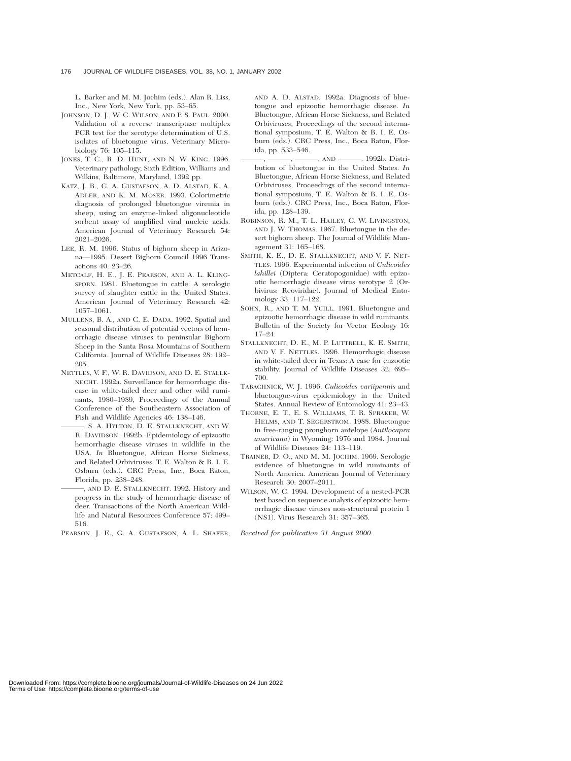L. Barker and M. M. Jochim (eds.). Alan R. Liss, Inc., New York, New York, pp. 53–65.

JOHNSON, D. J., W. C. WILSON, AND P. S. PAUL. 2000. Validation of a reverse transcriptase multiplex PCR test for the serotype determination of U.S. isolates of bluetongue virus. Veterinary Microbiology 76: 105–115.

JONES, T. C., R. D. HUNT, AND N. W. KING. 1996. Veterinary pathology, Sixth Edition, Williams and Wilkins, Baltimore, Maryland, 1392 pp.

KATZ, J. B., G. A. GUSTAFSON, A. D. ALSTAD, K. A. ADLER, AND K. M. MOSER. 1993. Colorimetric diagnosis of prolonged bluetongue viremia in sheep, using an enzyme-linked oligonucleotide sorbent assay of amplified viral nucleic acids. American Journal of Veterinary Research 54: 2021–2026.

LEE, R. M. 1996. Status of bighorn sheep in Arizona—1995. Desert Bighorn Council 1996 Transactions 40: 23–26.

METCALF, H. E., J. E. PEARSON, AND A. L. KLINGSPORN. 1981. Bluetongue in cattle: A serologic survey of slaughter cattle in the United States. American Journal of Veterinary Research 42: 1057–1061.

MULLENS, B. A., AND C. E. DADA. 1992. Spatial and seasonal distribution of potential vectors of hemorrhagic disease viruses to peninsular Bighorn Sheep in the Santa Rosa Mountains of Southern California. Journal of Wildlife Diseases 28: 192–205.

NETTLES, V. F., W. R. DAVIDSON, AND D. E. STALLKNECHT. 1992a. Surveillance for hemorrhagic disease in white-tailed deer and other wild ruminants, 1980–1989, Proceedings of the Annual Conference of the Southeastern Association of Fish and Wildlife Agencies 46: 138–146.

———, S. A. HYLTON, D. E. STALLKNECHT, AND W. R. DAVIDSON. 1992b. Epidemiology of epizootic hemorrhagic disease viruses in wildlife in the USA. *In* Bluetongue, African Horse Sickness, and Related Orbiviruses, T. E. Walton & B. I. E. Osburn (eds.). CRC Press, Inc., Boca Raton, Florida, pp. 238–248.

———, AND D. E. STALLKNECHT. 1992. History and progress in the study of hemorrhagic disease of deer. Transactions of the North American Wildlife and Natural Resources Conference 57: 499–516.

PEARSON, J. E., G. A. GUSTAFSON, A. L. SHAFER, AND A. D. ALSTAD. 1992a. Diagnosis of bluetongue and epizootic hemorrhagic disease. *In* Bluetongue, African Horse Sickness, and Related Orbiviruses, Proceedings of the second international symposium, T. E. Walton & B. I. E. Osburn (eds.). CRC Press, Inc., Boca Raton, Florida, pp. 533–546.

———, ———, ———, AND ———. 1992b. Distribution of bluetongue in the United States. *In* Bluetongue, African Horse Sickness, and Related Orbiviruses, Proceedings of the second international symposium, T. E. Walton & B. I. E. Osburn (eds.). CRC Press, Inc., Boca Raton, Florida, pp. 128–139.

ROBINSON, R. M., T. L. HAILEY, C. W. LIVINGSTON, AND J. W. THOMAS. 1967. Bluetongue in the desert bighorn sheep. The Journal of Wildlife Management 31: 165–168.

SMITH, K. E., D. E. STALLKNECHT, AND V. F. NETTLES. 1996. Experimental infection of *Culicoides lahillei* (Diptera: Ceratopogonidae) with epizootic hemorrhagic disease virus serotype 2 (Orbivirus: Reoviridae). Journal of Medical Entomology 33: 117–122.

SOHN, R., AND T. M. YUILL. 1991. Bluetongue and epizootic hemorrhagic disease in wild ruminants. Bulletin of the Society for Vector Ecology 16: 17–24.

STALLKNECHT, D. E., M. P. LUTTRELL, K. E. SMITH, AND V. F. NETTLES. 1996. Hemorrhagic disease in white-tailed deer in Texas: A case for enzootic stability. Journal of Wildlife Diseases 32: 695–700.

TABACHNICK, W. J. 1996. *Culicoides variipennis* and bluetongue-virus epidemiology in the United States. Annual Review of Entomology 41: 23–43.

THORNE, E. T., E. S. WILLIAMS, T. R. SPRAKER, W. HELMS, AND T. SEGERSTROM. 1988. Bluetongue in free-ranging pronghorn antelope (*Antilocapra americana*) in Wyoming: 1976 and 1984. Journal of Wildlife Diseases 24: 113–119.

TRAINER, D. O., AND M. M. JOCHIM. 1969. Serologic evidence of bluetongue in wild ruminants of North America. American Journal of Veterinary Research 30: 2007–2011.

WILSON, W. C. 1994. Development of a nested-PCR test based on sequence analysis of epizootic hemorrhagic disease viruses non-structural protein 1 (NS1). Virus Research 31: 357–365.

*Received for publication 31 August 2000.*